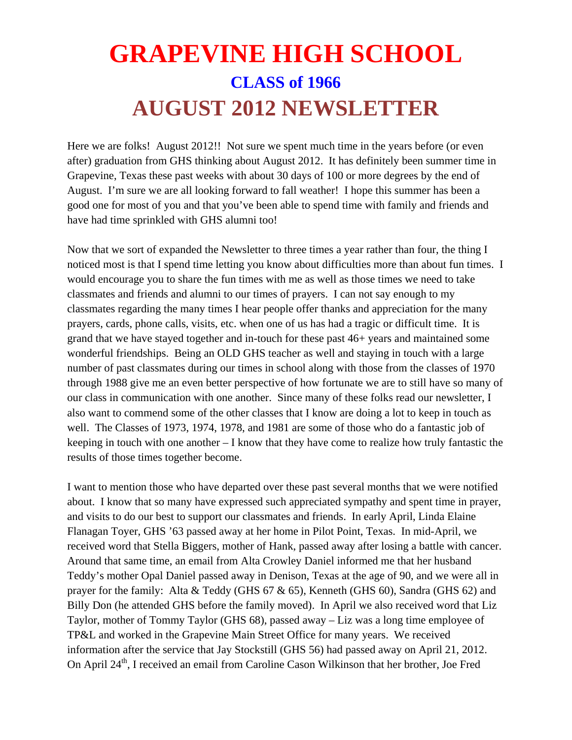# GRAPEVINE HIGH SCHOOL

## CLASS of 1966

# AUGUST 2012 NEWSLETTER

Here we are folks! August 2012!! Not sure we spent much time in the years before (or even after) graduation from GHS thinking about August 2012. It has definitely been summer time in Grapevine, Texas these past weeks with about 30 days of 100 or more degrees by the end of August. I'm sure we are all looking forward to fall weather! I hope this summer has been a good one for most of you and that you've been able to spend time with family and friends and have had time sprinkled with GHS alumni too!

Now that we sort of expanded the Newsletter to three times a year rather than four, the thing I noticed most is that I spend time letting you know about difficulties more than about fun times. I would encourage you to share the fun times with me as well as those times we need to take classmates and friends and alumni to our times of prayers. I can not say enough to my classmates regarding the many times I hear people offer thanks and appreciation for the many prayers, cards, phone calls, visits, etc. when one of us has had a tragic or difficult time. It is grand that we have stayed together and in-touch for these past 46+ years and maintained some wonderful friendships. Being an OLD GHS teacher as well and staying in touch with a large number of past classmates during our times in school along with those from the classes of 1970 through 1988 give me an even better perspective of how fortunate we are to still have so many of our class in communication with one another. Since many of these folks read our newsletter, I also want to commend some of the other classes that I know are doing a lot to keep in touch as well. The Classes of 1973, 1974, 1978, and 1981 are some of those who do a fantastic job of keeping in touch with one another – I know that they have come to realize how truly fantastic the results of those times together become.

I want to mention those who have departed over these past several months that we were notified about. I know that so many have expressed such appreciated sympathy and spent time in prayer, and visits to do our best to support our classmates and friends. In early April, Linda Elaine Flanagan Toyer, GHS '63 passed away at her home in Pilot Point, Texas. In mid-April, we received word that Stella Biggers, mother of Hank, passed away after losing a battle with cancer. Around that same time, an email from Alta Crowley Daniel informed me that her husband Teddy's mother Opal Daniel passed away in Denison, Texas at the age of 90, and we were all in prayer for the family: Alta & Teddy (GHS 67 & 65), Kenneth (GHS 60), Sandra (GHS 62) and Billy Don (he attended GHS before the family moved). In April we also received word that Liz Taylor, mother of Tommy Taylor (GHS 68), passed away – Liz was a long time employee of TP&L and worked in the Grapevine Main Street Office for many years. We received information after the service that Jay Stockstill (GHS 56) had passed away on April 21, 2012. On April 24th, I received an email from Caroline Cason Wilkinson that her brother, Joe Fred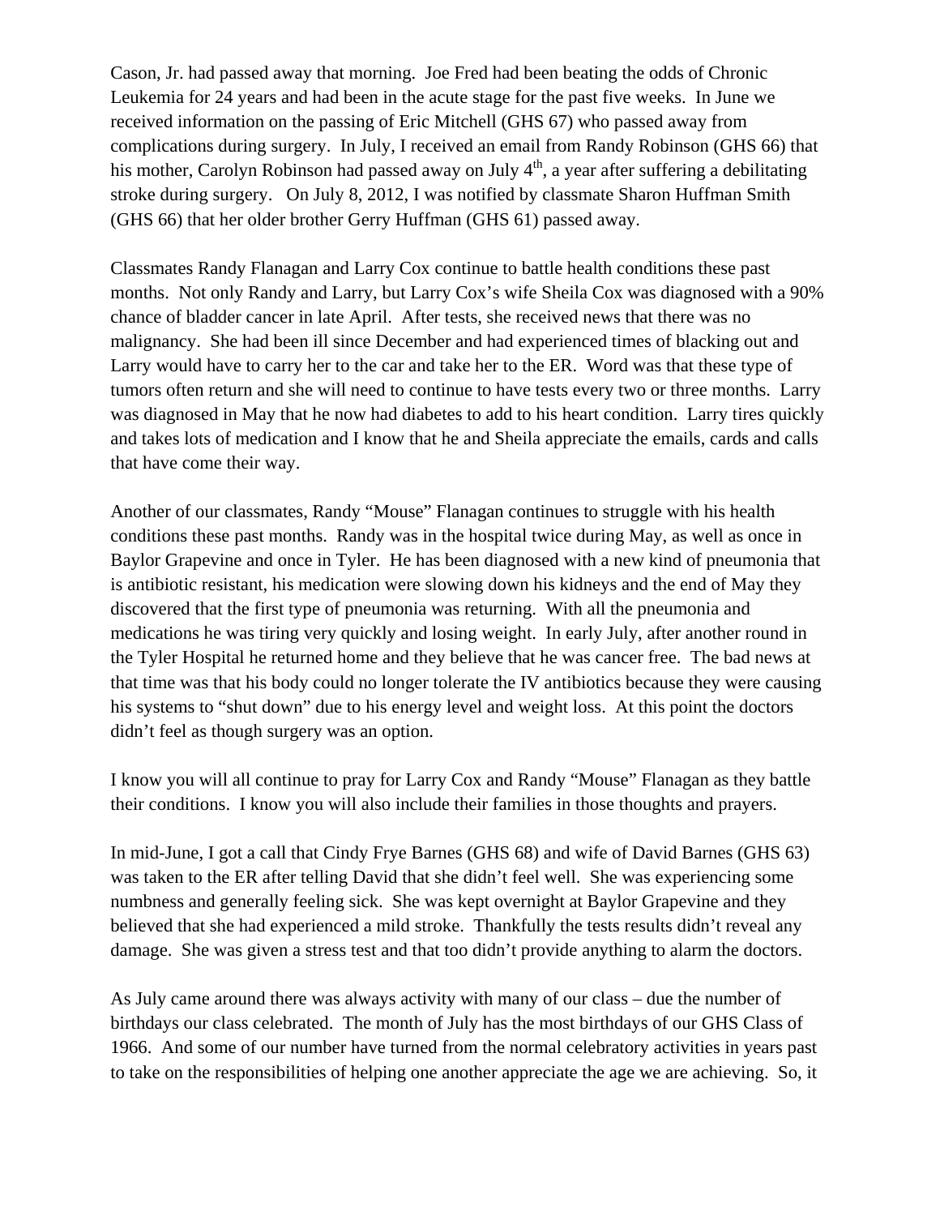Cason, Jr. had passed away that morning. Joe Fred had been beating the odds of Chronic Leukemia for 24 years and had been in the acute stage for the past five weeks. In June we received information on the passing of Eric Mitchell (GHS 67) who passed away from complications during surgery. In July, I received an email from Randy Robinson (GHS 66) that his mother, Carolyn Robinson had passed away on July 4th, a year after suffering a debilitating stroke during surgery. On July 8, 2012, I was notified by classmate Sharon Huffman Smith (GHS 66) that her older brother Gerry Huffman (GHS 61) passed away.

Classmates Randy Flanagan and Larry Cox continue to battle health conditions these past months. Not only Randy and Larry, but Larry Cox's wife Sheila Cox was diagnosed with a 90% chance of bladder cancer in late April. After tests, she received news that there was no malignancy. She had been ill since December and had experienced times of blacking out and Larry would have to carry her to the car and take her to the ER. Word was that these type of tumors often return and she will need to continue to have tests every two or three months. Larry was diagnosed in May that he now had diabetes to add to his heart condition. Larry tires quickly and takes lots of medication and I know that he and Sheila appreciate the emails, cards and calls that have come their way.

Another of our classmates, Randy "Mouse" Flanagan continues to struggle with his health conditions these past months. Randy was in the hospital twice during May, as well as once in Baylor Grapevine and once in Tyler. He has been diagnosed with a new kind of pneumonia that is antibiotic resistant, his medication were slowing down his kidneys and the end of May they discovered that the first type of pneumonia was returning. With all the pneumonia and medications he was tiring very quickly and losing weight. In early July, after another round in the Tyler Hospital he returned home and they believe that he was cancer free. The bad news at that time was that his body could no longer tolerate the IV antibiotics because they were causing his systems to "shut down" due to his energy level and weight loss. At this point the doctors didn't feel as though surgery was an option.

I know you will all continue to pray for Larry Cox and Randy "Mouse" Flanagan as they battle their conditions. I know you will also include their families in those thoughts and prayers.

In mid-June, I got a call that Cindy Frye Barnes (GHS 68) and wife of David Barnes (GHS 63) was taken to the ER after telling David that she didn't feel well. She was experiencing some numbness and generally feeling sick. She was kept overnight at Baylor Grapevine and they believed that she had experienced a mild stroke. Thankfully the tests results didn't reveal any damage. She was given a stress test and that too didn't provide anything to alarm the doctors.

As July came around there was always activity with many of our class – due the number of birthdays our class celebrated. The month of July has the most birthdays of our GHS Class of 1966. And some of our number have turned from the normal celebratory activities in years past to take on the responsibilities of helping one another appreciate the age we are achieving. So, it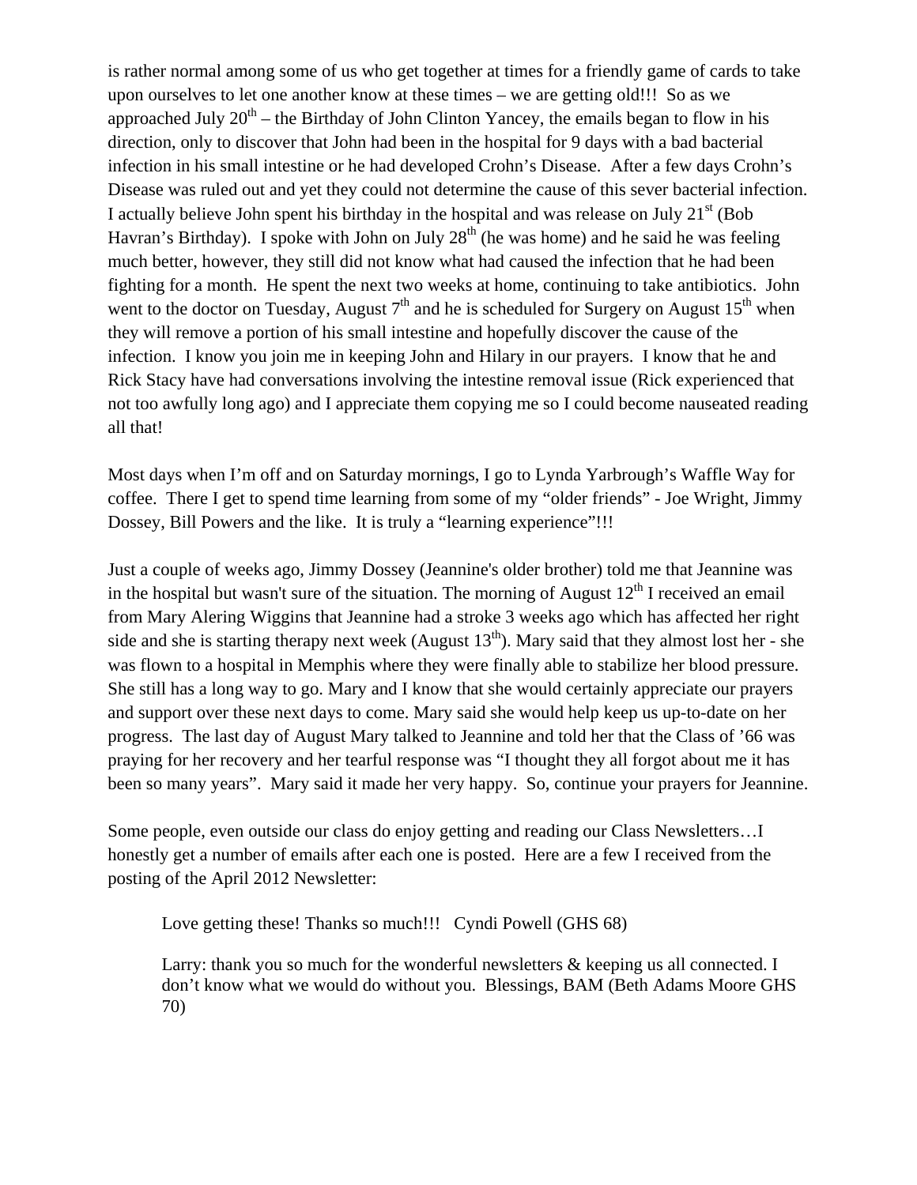is rather normal among some of us who get together at times for a friendly game of cards to take upon ourselves to let one another know at these times – we are getting old!!! So as we approached July 20th – the Birthday of John Clinton Yancey, the emails began to flow in his direction, only to discover that John had been in the hospital for 9 days with a bad bacterial infection in his small intestine or he had developed Crohn's Disease. After a few days Crohn's Disease was ruled out and yet they could not determine the cause of this sever bacterial infection. I actually believe John spent his birthday in the hospital and was release on July 21st (Bob Havran's Birthday). I spoke with John on July 28th (he was home) and he said he was feeling much better, however, they still did not know what had caused the infection that he had been fighting for a month. He spent the next two weeks at home, continuing to take antibiotics. John went to the doctor on Tuesday, August 7th and he is scheduled for Surgery on August 15th when they will remove a portion of his small intestine and hopefully discover the cause of the infection. I know you join me in keeping John and Hilary in our prayers. I know that he and Rick Stacy have had conversations involving the intestine removal issue (Rick experienced that not too awfully long ago) and I appreciate them copying me so I could become nauseated reading all that!

Most days when I'm off and on Saturday mornings, I go to Lynda Yarbrough's Waffle Way for coffee. There I get to spend time learning from some of my "older friends" - Joe Wright, Jimmy Dossey, Bill Powers and the like. It is truly a "learning experience"!!!

Just a couple of weeks ago, Jimmy Dossey (Jeannine's older brother) told me that Jeannine was in the hospital but wasn't sure of the situation. The morning of August 12th I received an email from Mary Alering Wiggins that Jeannine had a stroke 3 weeks ago which has affected her right side and she is starting therapy next week (August 13th). Mary said that they almost lost her - she was flown to a hospital in Memphis where they were finally able to stabilize her blood pressure. She still has a long way to go. Mary and I know that she would certainly appreciate our prayers and support over these next days to come. Mary said she would help keep us up-to-date on her progress. The last day of August Mary talked to Jeannine and told her that the Class of '66 was praying for her recovery and her tearful response was "I thought they all forgot about me it has been so many years". Mary said it made her very happy. So, continue your prayers for Jeannine.

Some people, even outside our class do enjoy getting and reading our Class Newsletters…I honestly get a number of emails after each one is posted. Here are a few I received from the posting of the April 2012 Newsletter:

> Love getting these! Thanks so much!!! Cyndi Powell (GHS 68)
>
> Larry: thank you so much for the wonderful newsletters & keeping us all connected. I don't know what we would do without you. Blessings, BAM (Beth Adams Moore GHS 70)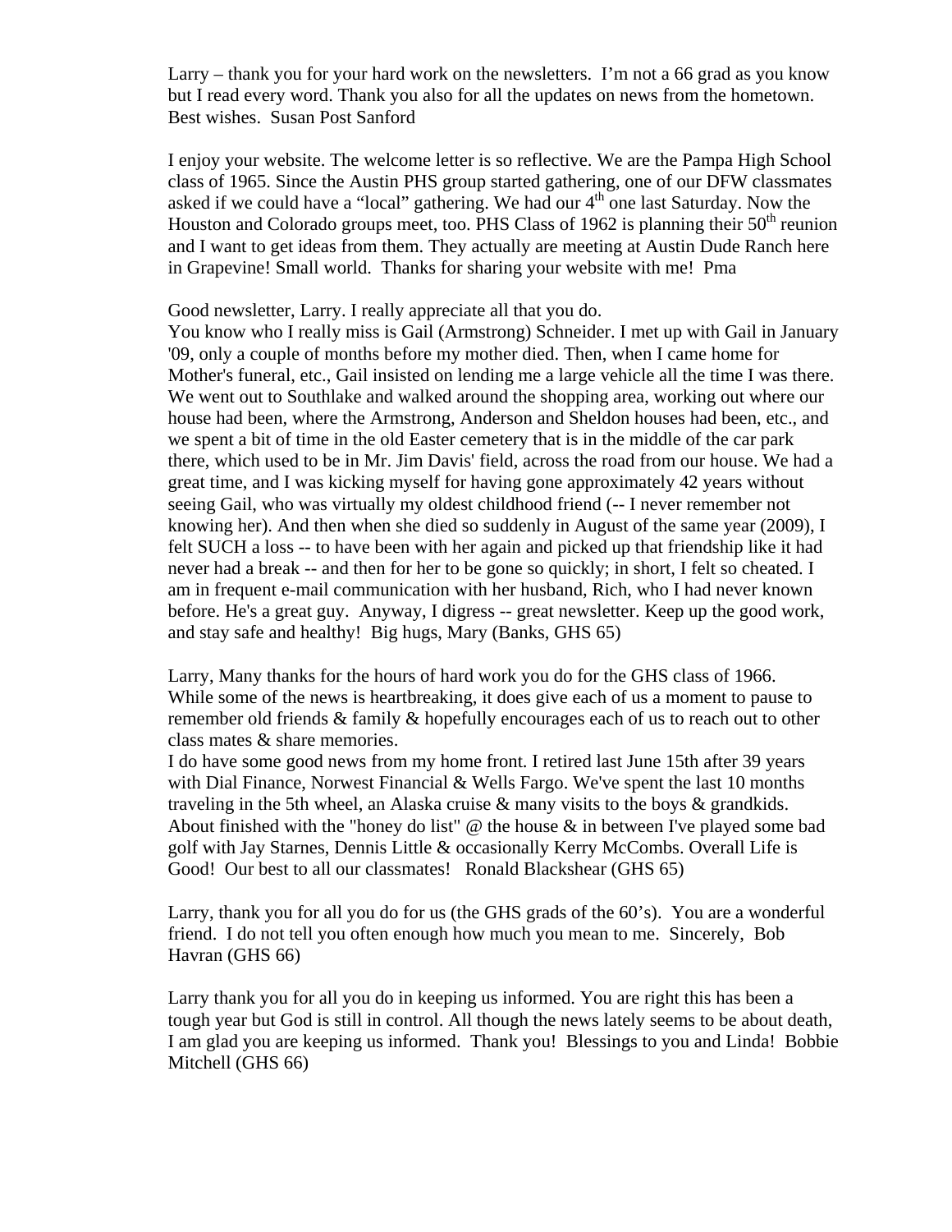Larry – thank you for your hard work on the newsletters. I'm not a 66 grad as you know but I read every word. Thank you also for all the updates on news from the hometown. Best wishes. Susan Post Sanford

I enjoy your website. The welcome letter is so reflective. We are the Pampa High School class of 1965. Since the Austin PHS group started gathering, one of our DFW classmates asked if we could have a "local" gathering. We had our 4th one last Saturday. Now the Houston and Colorado groups meet, too. PHS Class of 1962 is planning their 50th reunion and I want to get ideas from them. They actually are meeting at Austin Dude Ranch here in Grapevine! Small world. Thanks for sharing your website with me! Pma

Good newsletter, Larry. I really appreciate all that you do.
You know who I really miss is Gail (Armstrong) Schneider. I met up with Gail in January '09, only a couple of months before my mother died. Then, when I came home for Mother's funeral, etc., Gail insisted on lending me a large vehicle all the time I was there. We went out to Southlake and walked around the shopping area, working out where our house had been, where the Armstrong, Anderson and Sheldon houses had been, etc., and we spent a bit of time in the old Easter cemetery that is in the middle of the car park there, which used to be in Mr. Jim Davis' field, across the road from our house. We had a great time, and I was kicking myself for having gone approximately 42 years without seeing Gail, who was virtually my oldest childhood friend (-- I never remember not knowing her). And then when she died so suddenly in August of the same year (2009), I felt SUCH a loss -- to have been with her again and picked up that friendship like it had never had a break -- and then for her to be gone so quickly; in short, I felt so cheated. I am in frequent e-mail communication with her husband, Rich, who I had never known before. He's a great guy. Anyway, I digress -- great newsletter. Keep up the good work, and stay safe and healthy! Big hugs, Mary (Banks, GHS 65)

Larry, Many thanks for the hours of hard work you do for the GHS class of 1966. While some of the news is heartbreaking, it does give each of us a moment to pause to remember old friends & family & hopefully encourages each of us to reach out to other class mates & share memories.
I do have some good news from my home front. I retired last June 15th after 39 years with Dial Finance, Norwest Financial & Wells Fargo. We've spent the last 10 months traveling in the 5th wheel, an Alaska cruise & many visits to the boys & grandkids. About finished with the "honey do list" @ the house & in between I've played some bad golf with Jay Starnes, Dennis Little & occasionally Kerry McCombs. Overall Life is Good! Our best to all our classmates! Ronald Blackshear (GHS 65)

Larry, thank you for all you do for us (the GHS grads of the 60's). You are a wonderful friend. I do not tell you often enough how much you mean to me. Sincerely, Bob Havran (GHS 66)

Larry thank you for all you do in keeping us informed. You are right this has been a tough year but God is still in control. All though the news lately seems to be about death, I am glad you are keeping us informed. Thank you! Blessings to you and Linda! Bobbie Mitchell (GHS 66)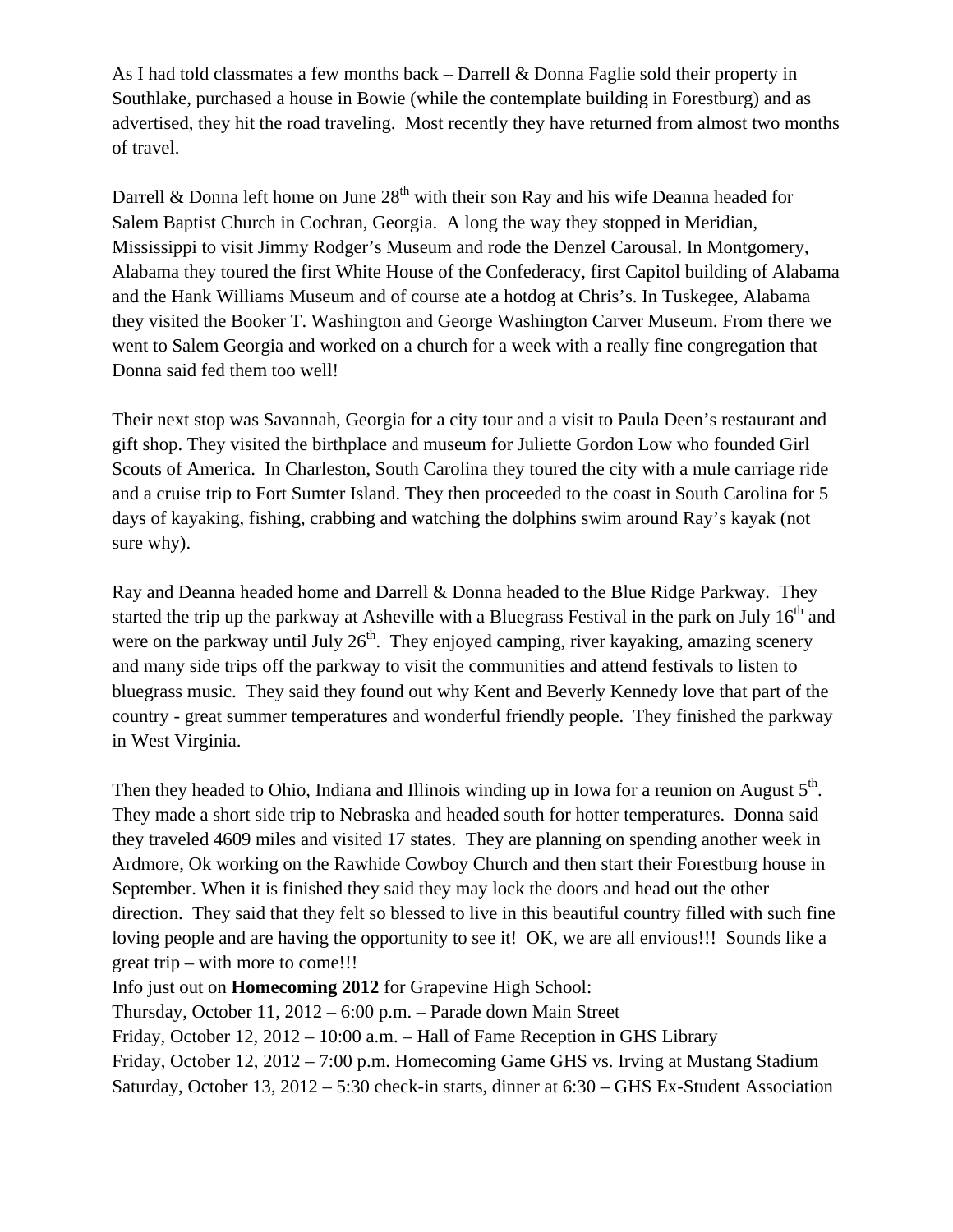As I had told classmates a few months back – Darrell & Donna Faglie sold their property in Southlake, purchased a house in Bowie (while the contemplate building in Forestburg) and as advertised, they hit the road traveling. Most recently they have returned from almost two months of travel.

Darrell & Donna left home on June 28th with their son Ray and his wife Deanna headed for Salem Baptist Church in Cochran, Georgia. A long the way they stopped in Meridian, Mississippi to visit Jimmy Rodger's Museum and rode the Denzel Carousal. In Montgomery, Alabama they toured the first White House of the Confederacy, first Capitol building of Alabama and the Hank Williams Museum and of course ate a hotdog at Chris's. In Tuskegee, Alabama they visited the Booker T. Washington and George Washington Carver Museum. From there we went to Salem Georgia and worked on a church for a week with a really fine congregation that Donna said fed them too well!

Their next stop was Savannah, Georgia for a city tour and a visit to Paula Deen's restaurant and gift shop. They visited the birthplace and museum for Juliette Gordon Low who founded Girl Scouts of America. In Charleston, South Carolina they toured the city with a mule carriage ride and a cruise trip to Fort Sumter Island. They then proceeded to the coast in South Carolina for 5 days of kayaking, fishing, crabbing and watching the dolphins swim around Ray's kayak (not sure why).

Ray and Deanna headed home and Darrell & Donna headed to the Blue Ridge Parkway. They started the trip up the parkway at Asheville with a Bluegrass Festival in the park on July 16th and were on the parkway until July 26th. They enjoyed camping, river kayaking, amazing scenery and many side trips off the parkway to visit the communities and attend festivals to listen to bluegrass music. They said they found out why Kent and Beverly Kennedy love that part of the country - great summer temperatures and wonderful friendly people. They finished the parkway in West Virginia.

Then they headed to Ohio, Indiana and Illinois winding up in Iowa for a reunion on August 5th. They made a short side trip to Nebraska and headed south for hotter temperatures. Donna said they traveled 4609 miles and visited 17 states. They are planning on spending another week in Ardmore, Ok working on the Rawhide Cowboy Church and then start their Forestburg house in September. When it is finished they said they may lock the doors and head out the other direction. They said that they felt so blessed to live in this beautiful country filled with such fine loving people and are having the opportunity to see it! OK, we are all envious!!! Sounds like a great trip – with more to come!!!

Info just out on **Homecoming 2012** for Grapevine High School:
Thursday, October 11, 2012 – 6:00 p.m. – Parade down Main Street
Friday, October 12, 2012 – 10:00 a.m. – Hall of Fame Reception in GHS Library
Friday, October 12, 2012 – 7:00 p.m. Homecoming Game GHS vs. Irving at Mustang Stadium
Saturday, October 13, 2012 – 5:30 check-in starts, dinner at 6:30 – GHS Ex-Student Association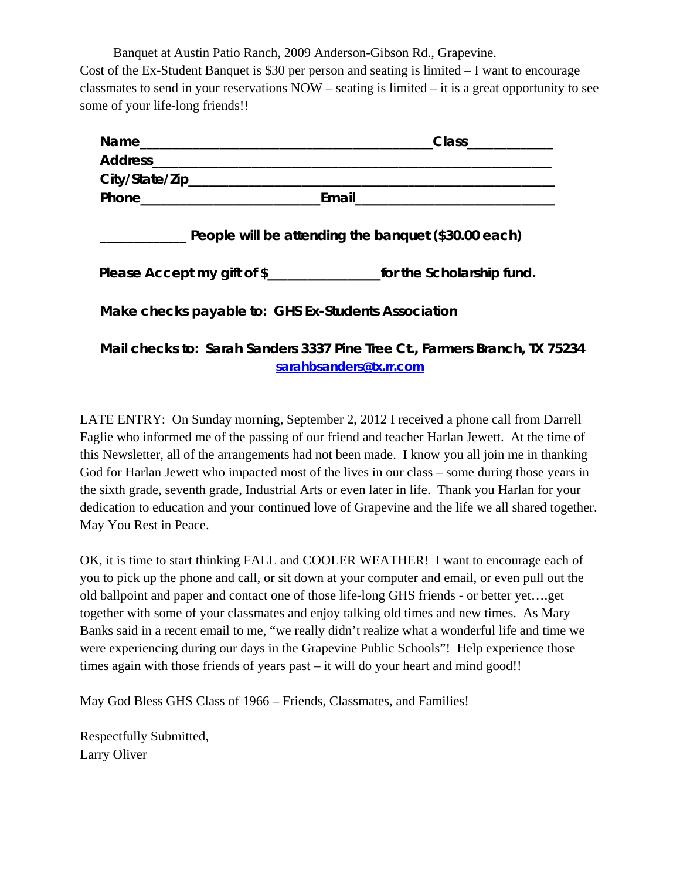Banquet at Austin Patio Ranch, 2009 Anderson-Gibson Rd., Grapevine. Cost of the Ex-Student Banquet is $30 per person and seating is limited – I want to encourage classmates to send in your reservations NOW – seating is limited – it is a great opportunity to see some of your life-long friends!!

**Name**_________________________________________**Class**____________
**Address**________________________________________________________
**City/State/Zip**____________________________________________________
**Phone**_________________________**Email**____________________________

____________ **People will be attending the banquet ($30.00 each)**

**Please Accept my gift of $**________________**for the Scholarship fund.**

**Make checks payable to: GHS Ex-Students Association**

**Mail checks to: Sarah Sanders 3337 Pine Tree Ct., Farmers Branch, TX 75234**
**sarahbsanders@tx.rr.com**

LATE ENTRY: On Sunday morning, September 2, 2012 I received a phone call from Darrell Faglie who informed me of the passing of our friend and teacher Harlan Jewett. At the time of this Newsletter, all of the arrangements had not been made. I know you all join me in thanking God for Harlan Jewett who impacted most of the lives in our class – some during those years in the sixth grade, seventh grade, Industrial Arts or even later in life. Thank you Harlan for your dedication to education and your continued love of Grapevine and the life we all shared together. May You Rest in Peace.

OK, it is time to start thinking FALL and COOLER WEATHER! I want to encourage each of you to pick up the phone and call, or sit down at your computer and email, or even pull out the old ballpoint and paper and contact one of those life-long GHS friends - or better yet….get together with some of your classmates and enjoy talking old times and new times. As Mary Banks said in a recent email to me, "we really didn't realize what a wonderful life and time we were experiencing during our days in the Grapevine Public Schools"! Help experience those times again with those friends of years past – it will do your heart and mind good!!

May God Bless GHS Class of 1966 – Friends, Classmates, and Families!

Respectfully Submitted,
Larry Oliver